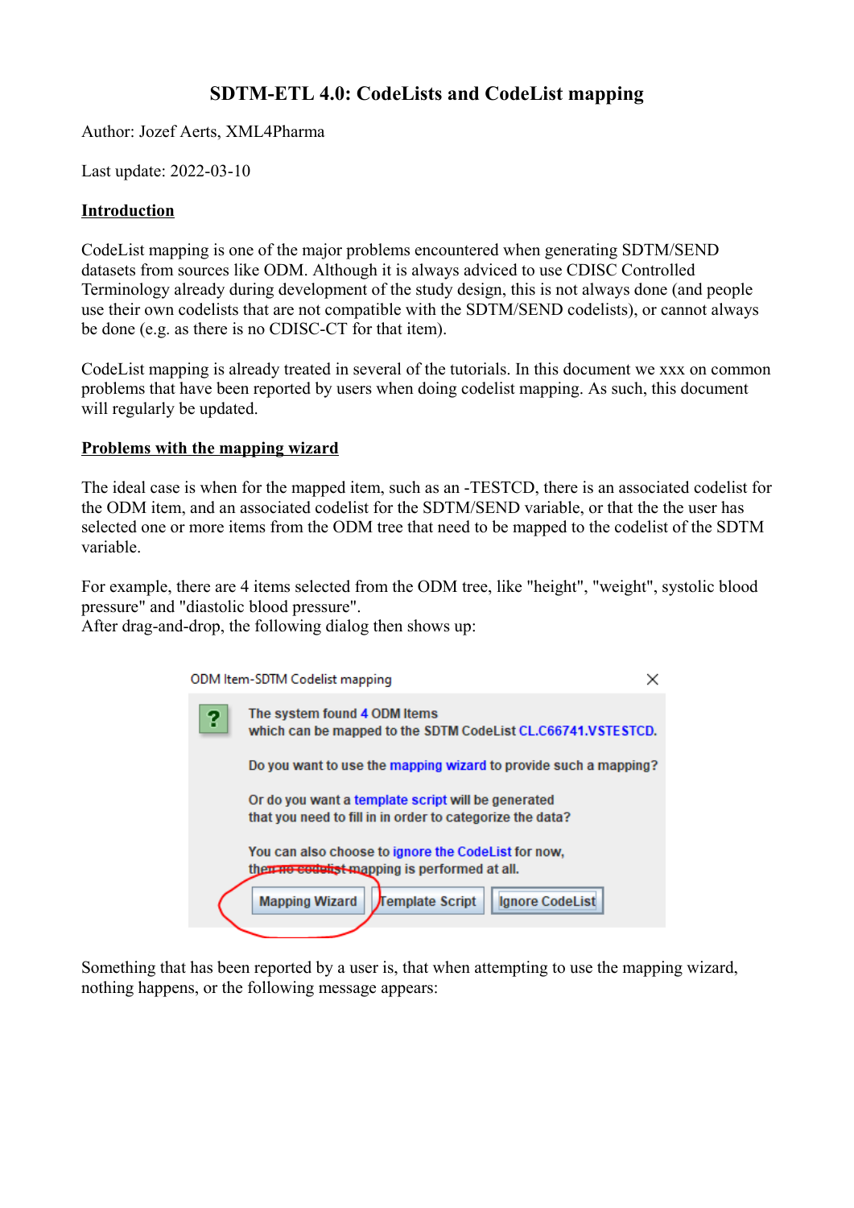# SDTM-ETL 4.0: CodeLists and CodeList mapping

Author: Jozef Aerts, XML4Pharma

Last update: 2022-03-10

## Introduction

CodeList mapping is one of the major problems encountered when generating SDTM/SEND datasets from sources like ODM. Although it is always adviced to use CDISC Controlled Terminology already during development of the study design, this is not always done (and people use their own codelists that are not compatible with the SDTM/SEND codelists), or cannot always be done (e.g. as there is no CDISC-CT for that item).

CodeList mapping is already treated in several of the tutorials. In this document we xxx on common problems that have been reported by users when doing codelist mapping. As such, this document will regularly be updated.

## Problems with the mapping wizard

The ideal case is when for the mapped item, such as an -TESTCD, there is an associated codelist for the ODM item, and an associated codelist for the SDTM/SEND variable, or that the the user has selected one or more items from the ODM tree that need to be mapped to the codelist of the SDTM variable.

For example, there are 4 items selected from the ODM tree, like "height", "weight", systolic blood pressure" and "diastolic blood pressure".
After drag-and-drop, the following dialog then shows up:

ODM Item-SDTM Codelist mapping

The system found 4 ODM Items
which can be mapped to the SDTM CodeList CL.C66741.VSTESTCD.

Do you want to use the mapping wizard to provide such a mapping?

Or do you want a template script will be generated
that you need to fill in in order to categorize the data?

You can also choose to ignore the CodeList for now,
then no codelist mapping is performed at all.

Mapping Wizard | Template Script | Ignore CodeList

Something that has been reported by a user is, that when attempting to use the mapping wizard, nothing happens, or the following message appears: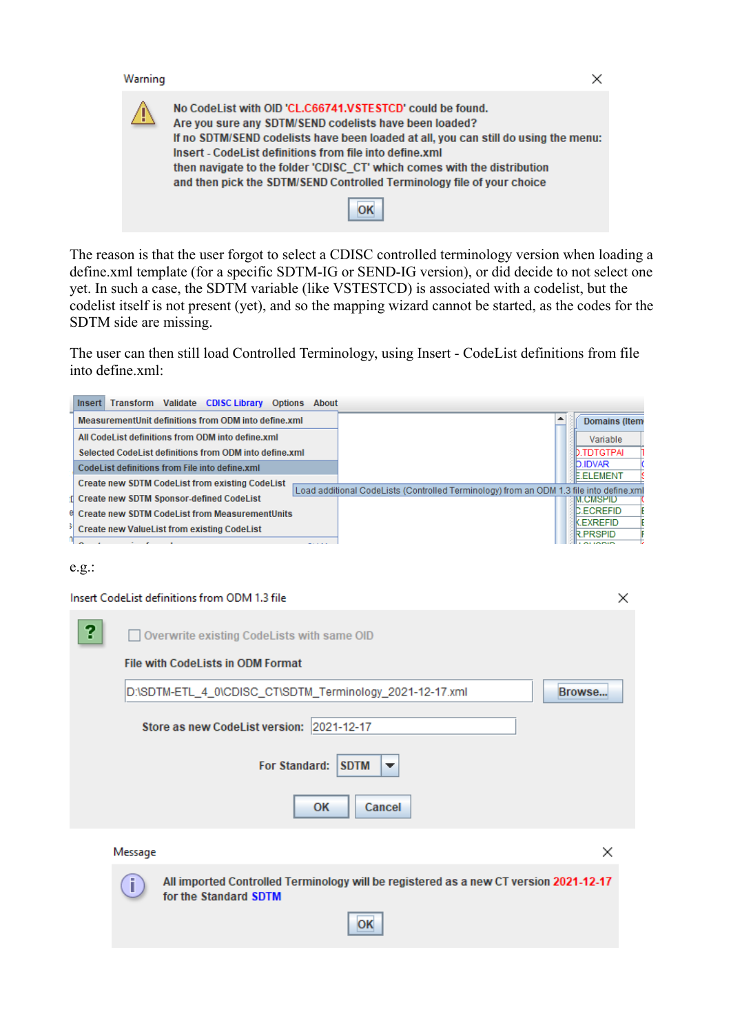Warning

No CodeList with OID 'CL.C66741.VSTESTCD' could be found.
Are you sure any SDTM/SEND codelists have been loaded?
If no SDTM/SEND codelists have been loaded at all, you can still do using the menu:
Insert - CodeList definitions from file into define.xml
then navigate to the folder 'CDISC_CT' which comes with the distribution
and then pick the SDTM/SEND Controlled Terminology file of your choice

OK

The reason is that the user forgot to select a CDISC controlled terminology version when loading a define.xml template (for a specific SDTM-IG or SEND-IG version), or did decide to not select one yet. In such a case, the SDTM variable (like VSTESTCD) is associated with a codelist, but the codelist itself is not present (yet), and so the mapping wizard cannot be started, as the codes for the SDTM side are missing.

The user can then still load Controlled Terminology, using Insert - CodeList definitions from file into define.xml:

Insert | Transform | Validate | CDISC Library | Options | About

- MeasurementUnit definitions from ODM into define.xml
- All CodeList definitions from ODM into define.xml
- Selected CodeList definitions from ODM into define.xml
- CodeList definitions from File into define.xml
- Create new SDTM CodeList from existing CodeList
- Create new SDTM Sponsor-defined CodeList
- Create new SDTM CodeList from MeasurementUnits
- Create new ValueList from existing CodeList

Load additional CodeLists (Controlled Terminology) from an ODM 1.3 file into define.xml

e.g.:

Insert CodeList definitions from ODM 1.3 file

Overwrite existing CodeLists with same OID

File with CodeLists in ODM Format

D:\SDTM-ETL_4_0\CDISC_CT\SDTM_Terminology_2021-12-17.xml | Browse...

Store as new CodeList version: 2021-12-17

For Standard: SDTM

OK | Cancel

Message

All imported Controlled Terminology will be registered as a new CT version 2021-12-17 for the Standard SDTM

OK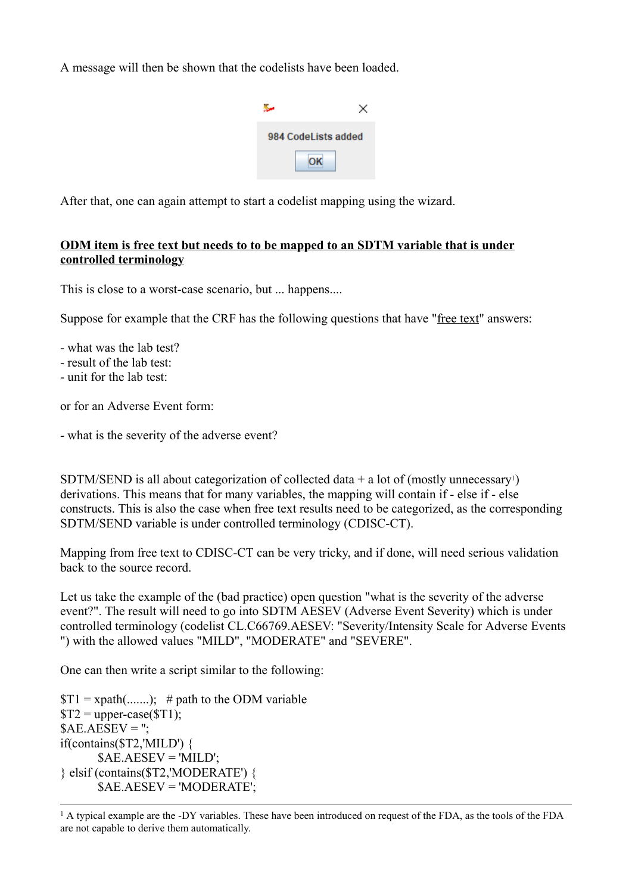A message will then be shown that the codelists have been loaded.

984 CodeLists added

OK

After that, one can again attempt to start a codelist mapping using the wizard.

**ODM item is free text but needs to to be mapped to an SDTM variable that is under controlled terminology**

This is close to a worst-case scenario, but ... happens....

Suppose for example that the CRF has the following questions that have "free text" answers:

- what was the lab test?
- result of the lab test:
- unit for the lab test:

or for an Adverse Event form:

- what is the severity of the adverse event?

SDTM/SEND is all about categorization of collected data + a lot of (mostly unnecessary[1]) derivations. This means that for many variables, the mapping will contain if - else if - else constructs. This is also the case when free text results need to be categorized, as the corresponding SDTM/SEND variable is under controlled terminology (CDISC-CT).

Mapping from free text to CDISC-CT can be very tricky, and if done, will need serious validation back to the source record.

Let us take the example of the (bad practice) open question "what is the severity of the adverse event?". The result will need to go into SDTM AESEV (Adverse Event Severity) which is under controlled terminology (codelist CL.C66769.AESEV: "Severity/Intensity Scale for Adverse Events ") with the allowed values "MILD", "MODERATE" and "SEVERE".

One can then write a script similar to the following:

```
$T1 = xpath(.......);   # path to the ODM variable
$T2 = upper-case($T1);
$AE.AESEV = '';
if(contains($T2,'MILD') {
        $AE.AESEV = 'MILD';
} elsif (contains($T2,'MODERATE') {
        $AE.AESEV = 'MODERATE';
```

[1] A typical example are the -DY variables. These have been introduced on request of the FDA, as the tools of the FDA are not capable to derive them automatically.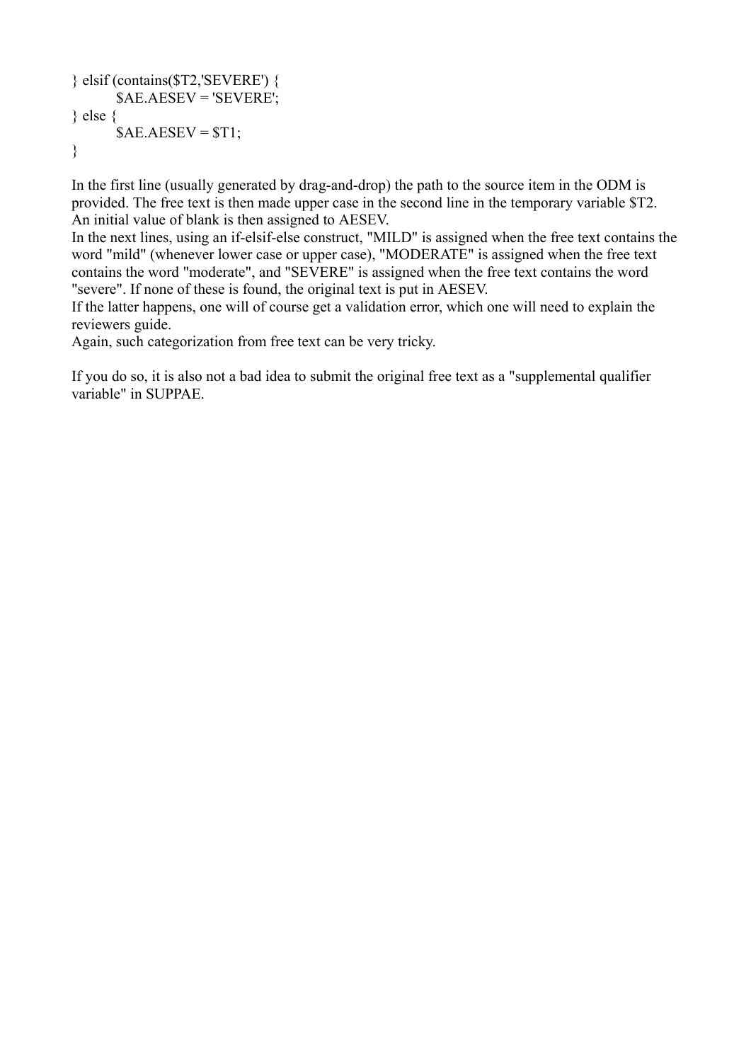```
} elsif (contains($T2,'SEVERE') {
        $AE.AESEV = 'SEVERE';
} else {
        $AE.AESEV = $T1;
}
```

In the first line (usually generated by drag-and-drop) the path to the source item in the ODM is provided. The free text is then made upper case in the second line in the temporary variable $T2. An initial value of blank is then assigned to AESEV.
In the next lines, using an if-elsif-else construct, "MILD" is assigned when the free text contains the word "mild" (whenever lower case or upper case), "MODERATE" is assigned when the free text contains the word "moderate", and "SEVERE" is assigned when the free text contains the word "severe". If none of these is found, the original text is put in AESEV.
If the latter happens, one will of course get a validation error, which one will need to explain the reviewers guide.
Again, such categorization from free text can be very tricky.

If you do so, it is also not a bad idea to submit the original free text as a "supplemental qualifier variable" in SUPPAE.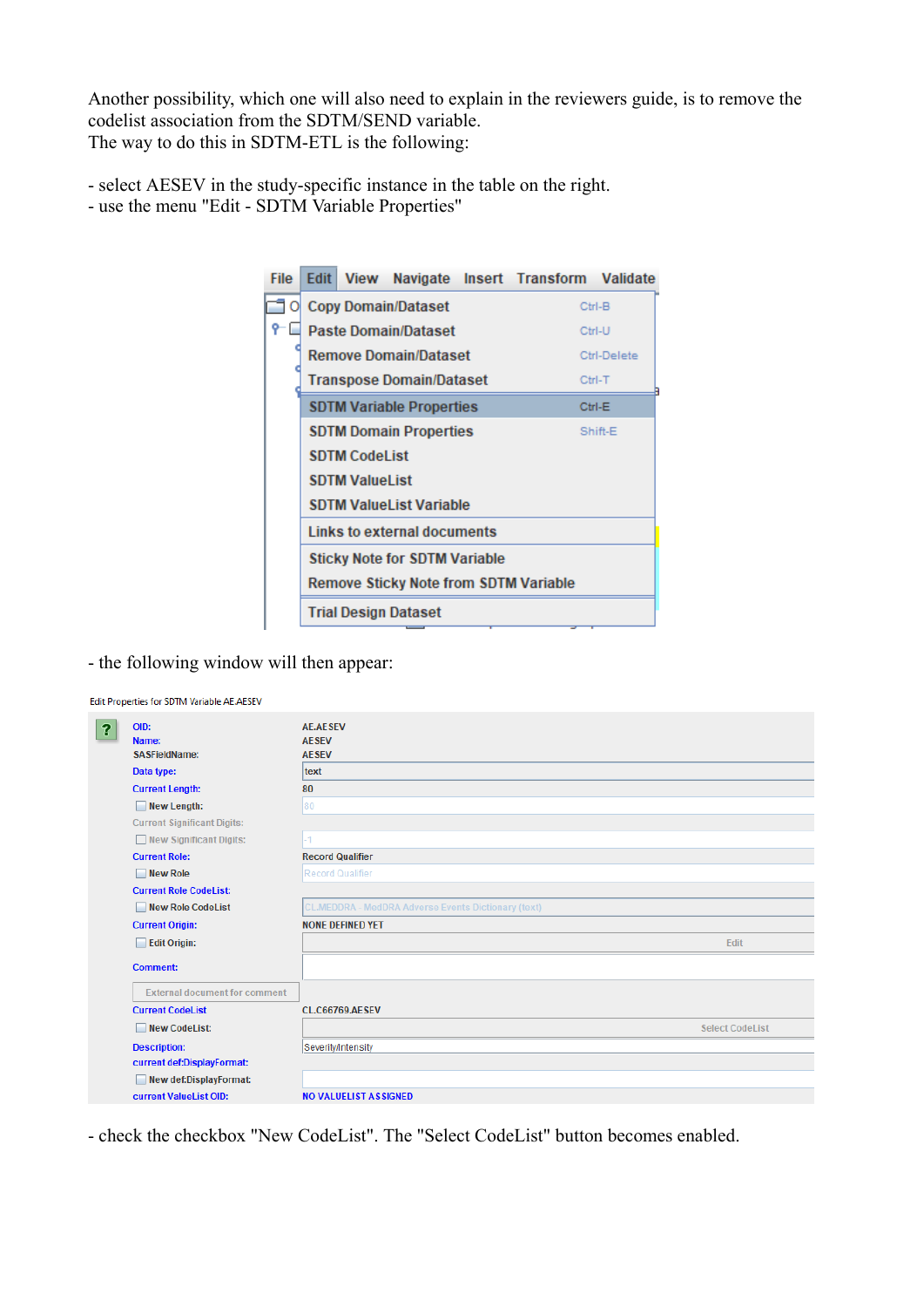Another possibility, which one will also need to explain in the reviewers guide, is to remove the codelist association from the SDTM/SEND variable.
The way to do this in SDTM-ETL is the following:

- select AESEV in the study-specific instance in the table on the right.
- use the menu "Edit - SDTM Variable Properties"

- the following window will then appear:

- check the checkbox "New CodeList". The "Select CodeList" button becomes enabled.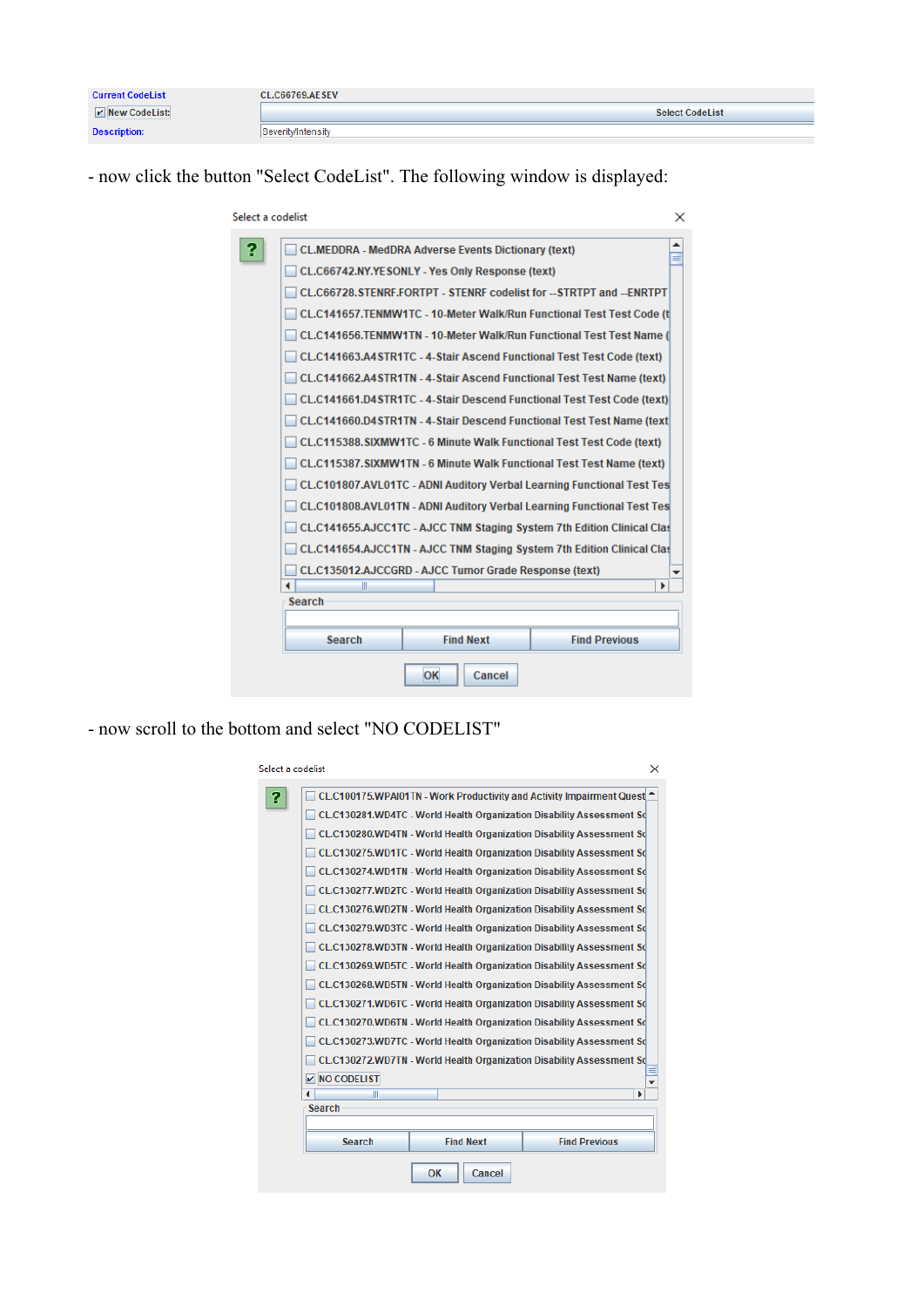| Current CodeList | CL.C66769.AESEV |
| --- | --- |
| ☑ New CodeList: | Select CodeList |
| Description: | Severity/Intensity |

- now click the button "Select CodeList". The following window is displayed:

Select a codelist

- CL.MEDDRA - MedDRA Adverse Events Dictionary (text)
- CL.C66742.NY.YESONLY - Yes Only Response (text)
- CL.C66728.STENRF.FORTPT - STENRF codelist for --STRTPT and --ENRTPT
- CL.C141657.TENMW1TC - 10-Meter Walk/Run Functional Test Test Code (t
- CL.C141656.TENMW1TN - 10-Meter Walk/Run Functional Test Test Name (
- CL.C141663.A4STR1TC - 4-Stair Ascend Functional Test Test Code (text)
- CL.C141662.A4STR1TN - 4-Stair Ascend Functional Test Test Name (text)
- CL.C141661.D4STR1TC - 4-Stair Descend Functional Test Test Code (text)
- CL.C141660.D4STR1TN - 4-Stair Descend Functional Test Test Name (text
- CL.C115388.SIXMW1TC - 6 Minute Walk Functional Test Test Code (text)
- CL.C115387.SIXMW1TN - 6 Minute Walk Functional Test Test Name (text)
- CL.C101807.AVL01TC - ADNI Auditory Verbal Learning Functional Test Tes
- CL.C101808.AVL01TN - ADNI Auditory Verbal Learning Functional Test Tes
- CL.C141655.AJCC1TC - AJCC TNM Staging System 7th Edition Clinical Clas
- CL.C141654.AJCC1TN - AJCC TNM Staging System 7th Edition Clinical Clas
- CL.C135012.AJCCGRD - AJCC Tumor Grade Response (text)

Search

Search | Find Next | Find Previous

OK | Cancel

- now scroll to the bottom and select "NO CODELIST"

Select a codelist

- CL.C100175.WPAI01TN - Work Productivity and Activity Impairment Quest
- CL.C130281.WD4TC - World Health Organization Disability Assessment Sc
- CL.C130280.WD4TN - World Health Organization Disability Assessment Sc
- CL.C130275.WD1TC - World Health Organization Disability Assessment Sc
- CL.C130274.WD1TN - World Health Organization Disability Assessment Sc
- CL.C130277.WD2TC - World Health Organization Disability Assessment Sc
- CL.C130276.WD2TN - World Health Organization Disability Assessment Sc
- CL.C130279.WD3TC - World Health Organization Disability Assessment Sc
- CL.C130278.WD3TN - World Health Organization Disability Assessment Sc
- CL.C130269.WD5TC - World Health Organization Disability Assessment Sc
- CL.C130268.WD5TN - World Health Organization Disability Assessment Sc
- CL.C130271.WD6TC - World Health Organization Disability Assessment Sc
- CL.C130270.WD6TN - World Health Organization Disability Assessment Sc
- CL.C130273.WD7TC - World Health Organization Disability Assessment Sc
- CL.C130272.WD7TN - World Health Organization Disability Assessment Sc
- ☑ NO CODELIST

Search

Search | Find Next | Find Previous

OK | Cancel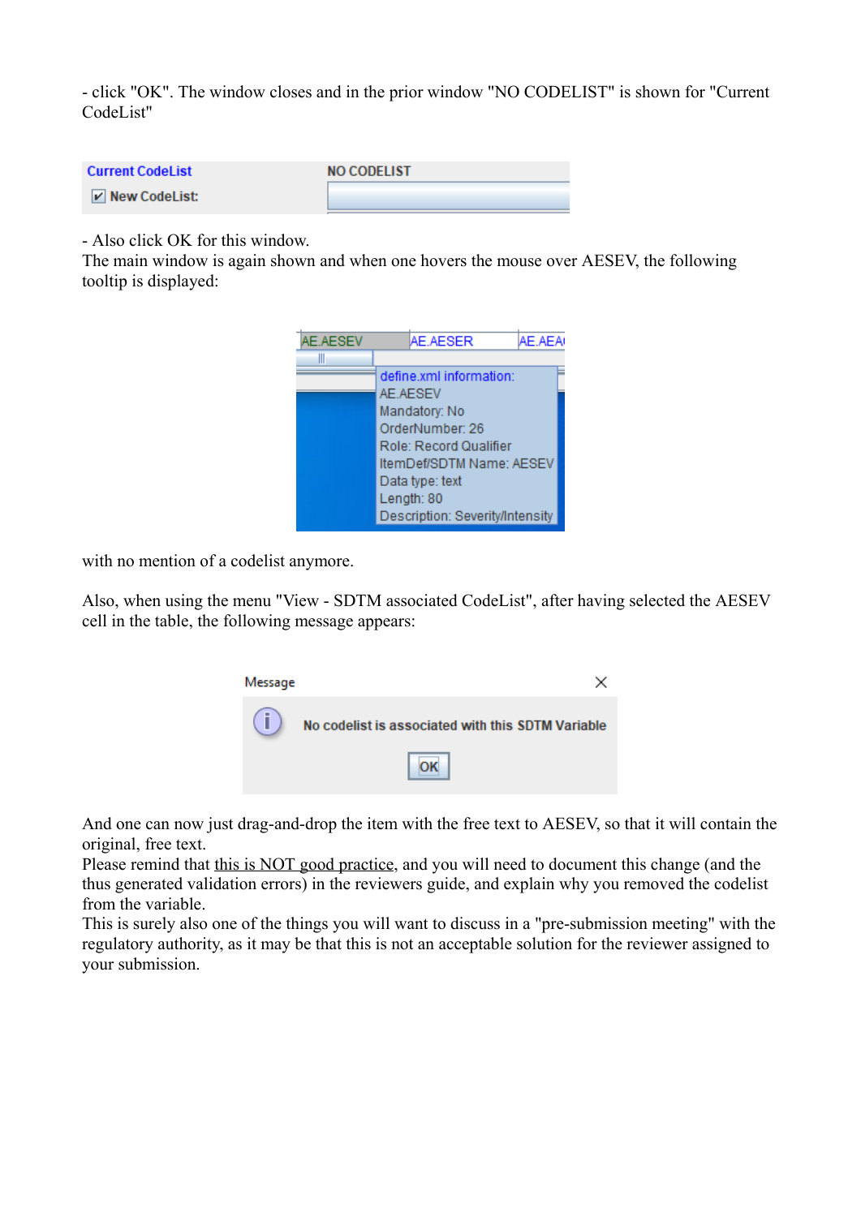- click "OK". The window closes and in the prior window "NO CODELIST" is shown for "Current CodeList"

- Also click OK for this window.
The main window is again shown and when one hovers the mouse over AESEV, the following tooltip is displayed:

with no mention of a codelist anymore.

Also, when using the menu "View - SDTM associated CodeList", after having selected the AESEV cell in the table, the following message appears:

And one can now just drag-and-drop the item with the free text to AESEV, so that it will contain the original, free text.
Please remind that <u>this is NOT good practice</u>, and you will need to document this change (and the thus generated validation errors) in the reviewers guide, and explain why you removed the codelist from the variable.
This is surely also one of the things you will want to discuss in a "pre-submission meeting" with the regulatory authority, as it may be that this is not an acceptable solution for the reviewer assigned to your submission.